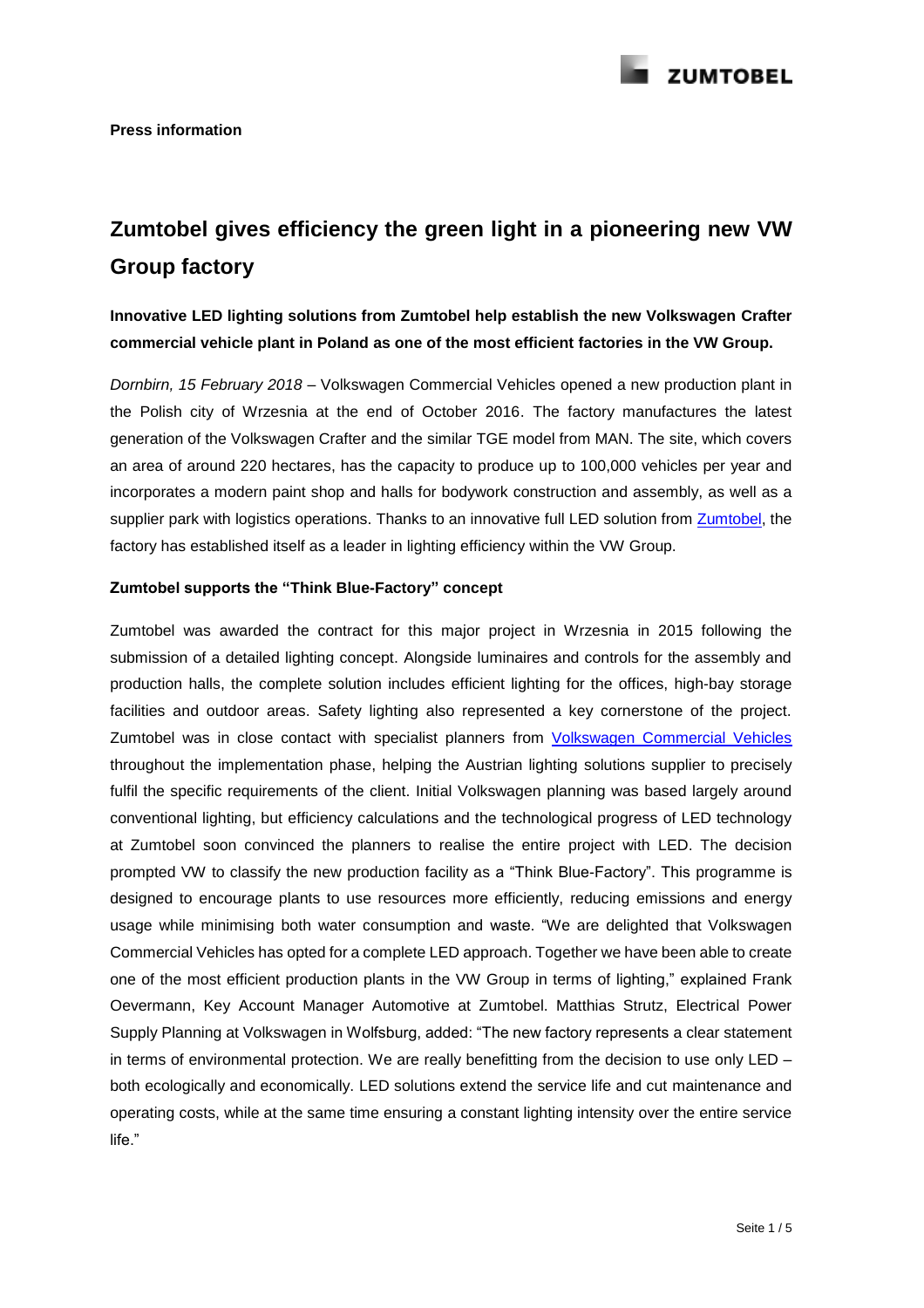**Press information**

# Zumtobel gives efficiency the green light in a pioneering new VW Group factory

**Innovative LED lighting solutions from Zumtobel help establish the new Volkswagen Crafter commercial vehicle plant in Poland as one of the most efficient factories in the VW Group.**

*Dornbirn, 15 February 2018* – Volkswagen Commercial Vehicles opened a new production plant in the Polish city of Wrzesnia at the end of October 2016. The factory manufactures the latest generation of the Volkswagen Crafter and the similar TGE model from MAN. The site, which covers an area of around 220 hectares, has the capacity to produce up to 100,000 vehicles per year and incorporates a modern paint shop and halls for bodywork construction and assembly, as well as a supplier park with logistics operations. Thanks to an innovative full LED solution from Zumtobel, the factory has established itself as a leader in lighting efficiency within the VW Group.

**Zumtobel supports the "Think Blue-Factory" concept**

Zumtobel was awarded the contract for this major project in Wrzesnia in 2015 following the submission of a detailed lighting concept. Alongside luminaires and controls for the assembly and production halls, the complete solution includes efficient lighting for the offices, high-bay storage facilities and outdoor areas. Safety lighting also represented a key cornerstone of the project. Zumtobel was in close contact with specialist planners from Volkswagen Commercial Vehicles throughout the implementation phase, helping the Austrian lighting solutions supplier to precisely fulfil the specific requirements of the client. Initial Volkswagen planning was based largely around conventional lighting, but efficiency calculations and the technological progress of LED technology at Zumtobel soon convinced the planners to realise the entire project with LED. The decision prompted VW to classify the new production facility as a "Think Blue-Factory". This programme is designed to encourage plants to use resources more efficiently, reducing emissions and energy usage while minimising both water consumption and waste. "We are delighted that Volkswagen Commercial Vehicles has opted for a complete LED approach. Together we have been able to create one of the most efficient production plants in the VW Group in terms of lighting," explained Frank Oevermann, Key Account Manager Automotive at Zumtobel. Matthias Strutz, Electrical Power Supply Planning at Volkswagen in Wolfsburg, added: "The new factory represents a clear statement in terms of environmental protection. We are really benefitting from the decision to use only LED – both ecologically and economically. LED solutions extend the service life and cut maintenance and operating costs, while at the same time ensuring a constant lighting intensity over the entire service life."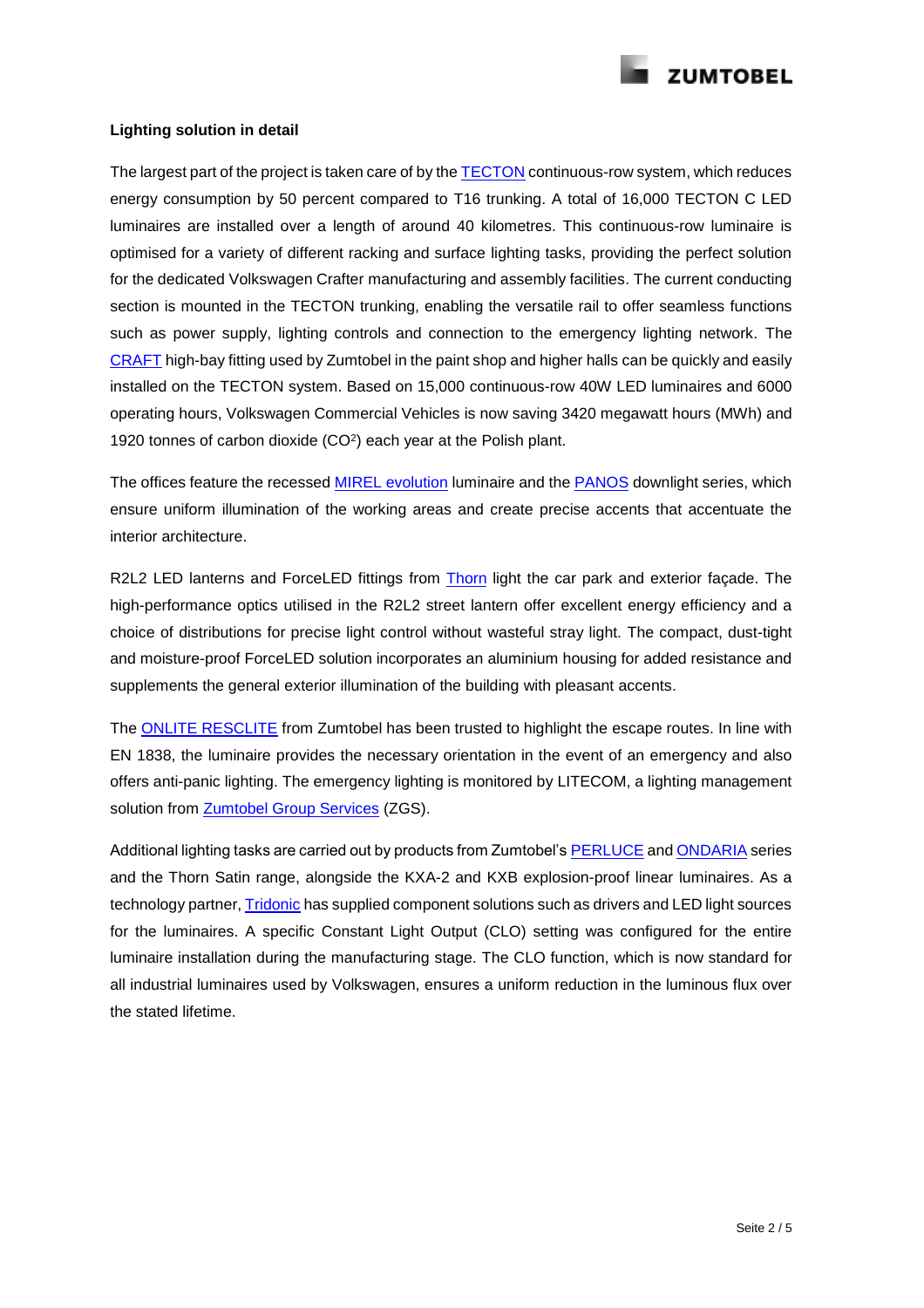**Lighting solution in detail**

The largest part of the project is taken care of by the TECTON continuous-row system, which reduces energy consumption by 50 percent compared to T16 trunking. A total of 16,000 TECTON C LED luminaires are installed over a length of around 40 kilometres. This continuous-row luminaire is optimised for a variety of different racking and surface lighting tasks, providing the perfect solution for the dedicated Volkswagen Crafter manufacturing and assembly facilities. The current conducting section is mounted in the TECTON trunking, enabling the versatile rail to offer seamless functions such as power supply, lighting controls and connection to the emergency lighting network. The CRAFT high-bay fitting used by Zumtobel in the paint shop and higher halls can be quickly and easily installed on the TECTON system. Based on 15,000 continuous-row 40W LED luminaires and 6000 operating hours, Volkswagen Commercial Vehicles is now saving 3420 megawatt hours (MWh) and 1920 tonnes of carbon dioxide ($CO^2$) each year at the Polish plant.

The offices feature the recessed MIREL evolution luminaire and the PANOS downlight series, which ensure uniform illumination of the working areas and create precise accents that accentuate the interior architecture.

R2L2 LED lanterns and ForceLED fittings from Thorn light the car park and exterior façade. The high-performance optics utilised in the R2L2 street lantern offer excellent energy efficiency and a choice of distributions for precise light control without wasteful stray light. The compact, dust-tight and moisture-proof ForceLED solution incorporates an aluminium housing for added resistance and supplements the general exterior illumination of the building with pleasant accents.

The ONLITE RESCLITE from Zumtobel has been trusted to highlight the escape routes. In line with EN 1838, the luminaire provides the necessary orientation in the event of an emergency and also offers anti-panic lighting. The emergency lighting is monitored by LITECOM, a lighting management solution from Zumtobel Group Services (ZGS).

Additional lighting tasks are carried out by products from Zumtobel's PERLUCE and ONDARIA series and the Thorn Satin range, alongside the KXA-2 and KXB explosion-proof linear luminaires. As a technology partner, Tridonic has supplied component solutions such as drivers and LED light sources for the luminaires. A specific Constant Light Output (CLO) setting was configured for the entire luminaire installation during the manufacturing stage. The CLO function, which is now standard for all industrial luminaires used by Volkswagen, ensures a uniform reduction in the luminous flux over the stated lifetime.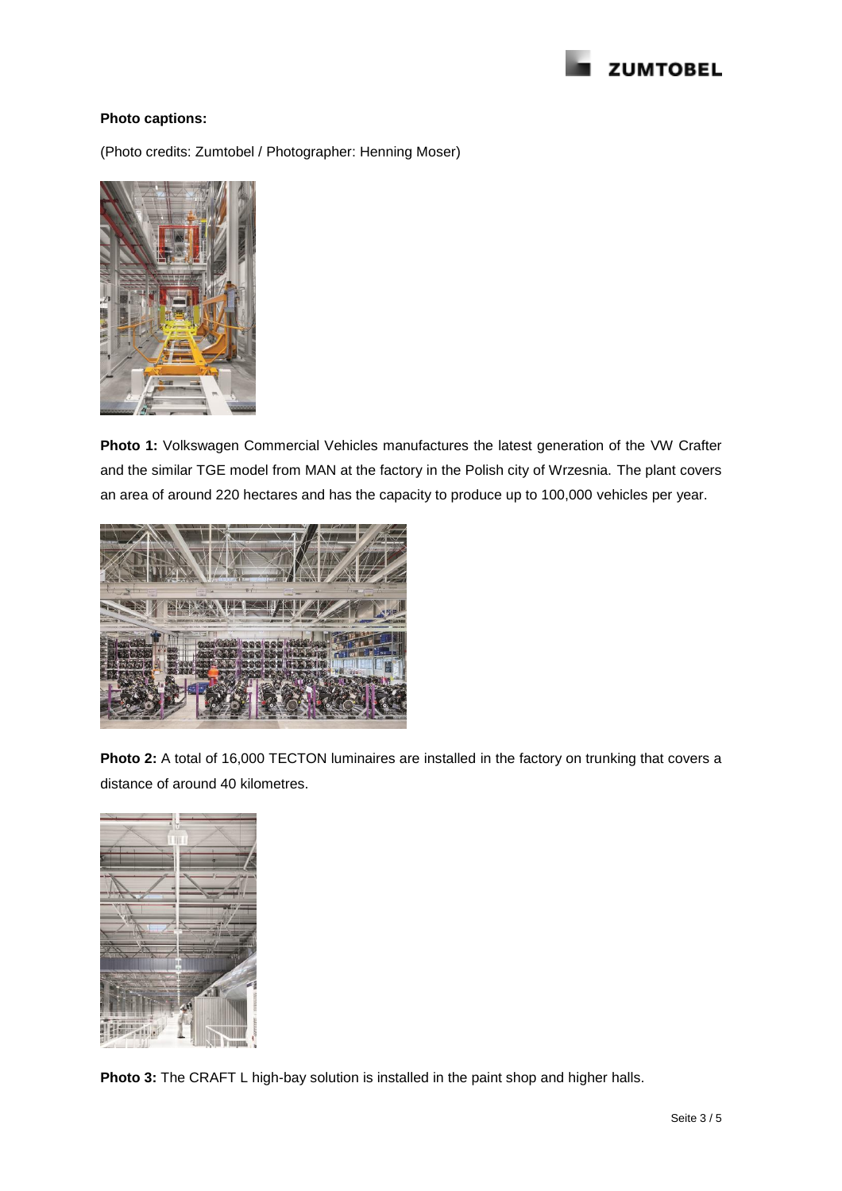**Photo captions:**

(Photo credits: Zumtobel / Photographer: Henning Moser)

**Photo 1:** Volkswagen Commercial Vehicles manufactures the latest generation of the VW Crafter and the similar TGE model from MAN at the factory in the Polish city of Wrzesnia. The plant covers an area of around 220 hectares and has the capacity to produce up to 100,000 vehicles per year.

**Photo 2:** A total of 16,000 TECTON luminaires are installed in the factory on trunking that covers a distance of around 40 kilometres.

**Photo 3:** The CRAFT L high-bay solution is installed in the paint shop and higher halls.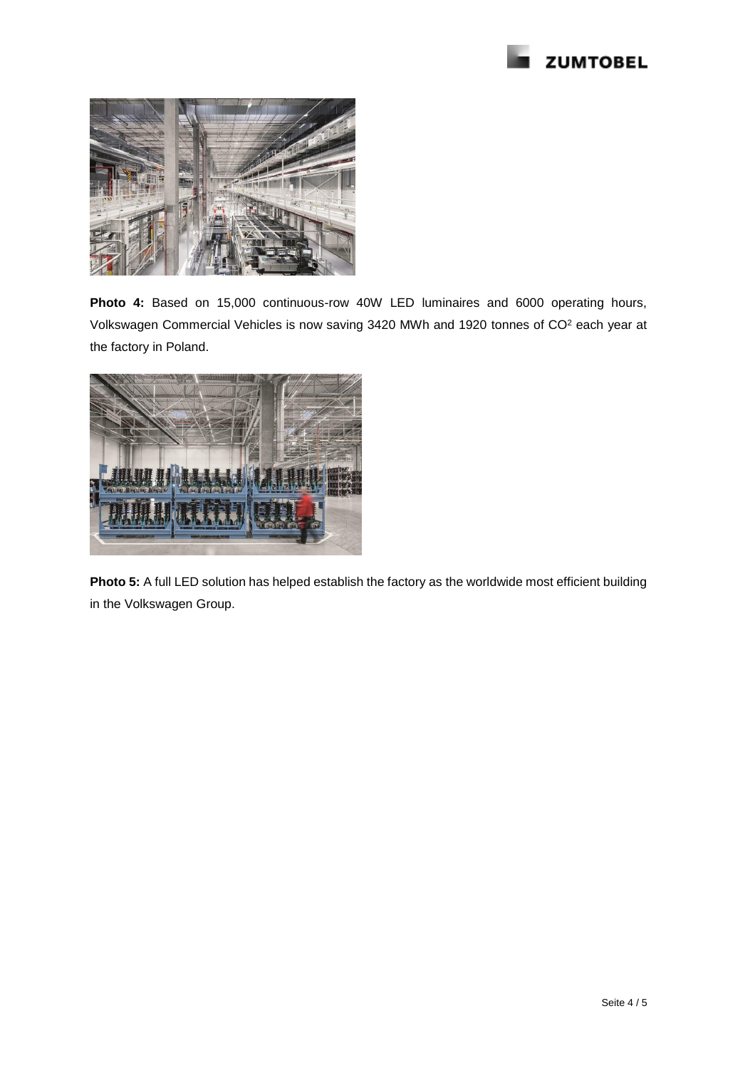**Photo 4:** Based on 15,000 continuous-row 40W LED luminaires and 6000 operating hours, Volkswagen Commercial Vehicles is now saving 3420 MWh and 1920 tonnes of $CO^2$ each year at the factory in Poland.

**Photo 5:** A full LED solution has helped establish the factory as the worldwide most efficient building in the Volkswagen Group.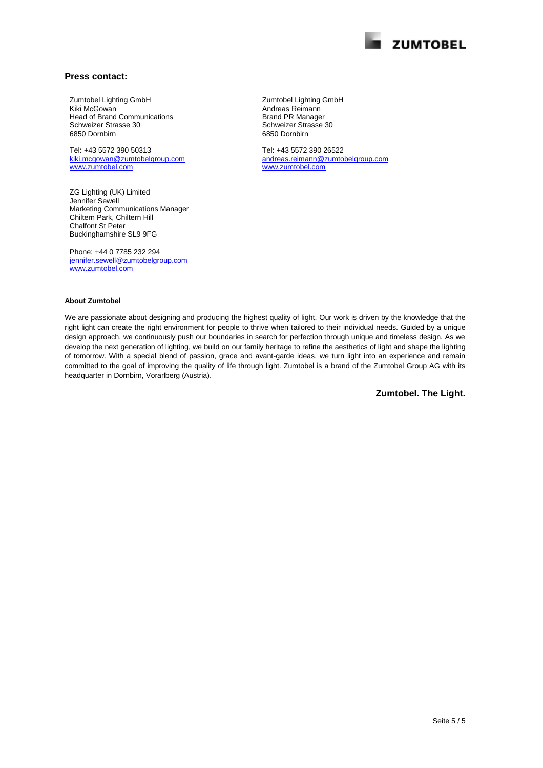## Press contact:

Zumtobel Lighting GmbH
Kiki McGowan
Head of Brand Communications
Schweizer Strasse 30
6850 Dornbirn

Tel: +43 5572 390 50313
kiki.mcgowan@zumtobelgroup.com
www.zumtobel.com

Zumtobel Lighting GmbH
Andreas Reimann
Brand PR Manager
Schweizer Strasse 30
6850 Dornbirn

Tel: +43 5572 390 26522
andreas.reimann@zumtobelgroup.com
www.zumtobel.com

ZG Lighting (UK) Limited
Jennifer Sewell
Marketing Communications Manager
Chiltern Park, Chiltern Hill
Chalfont St Peter
Buckinghamshire SL9 9FG

Phone: +44 0 7785 232 294
jennifer.sewell@zumtobelgroup.com
www.zumtobel.com

**About Zumtobel**

We are passionate about designing and producing the highest quality of light. Our work is driven by the knowledge that the right light can create the right environment for people to thrive when tailored to their individual needs. Guided by a unique design approach, we continuously push our boundaries in search for perfection through unique and timeless design. As we develop the next generation of lighting, we build on our family heritage to refine the aesthetics of light and shape the lighting of tomorrow. With a special blend of passion, grace and avant-garde ideas, we turn light into an experience and remain committed to the goal of improving the quality of life through light. Zumtobel is a brand of the Zumtobel Group AG with its headquarter in Dornbirn, Vorarlberg (Austria).

**Zumtobel. The Light.**